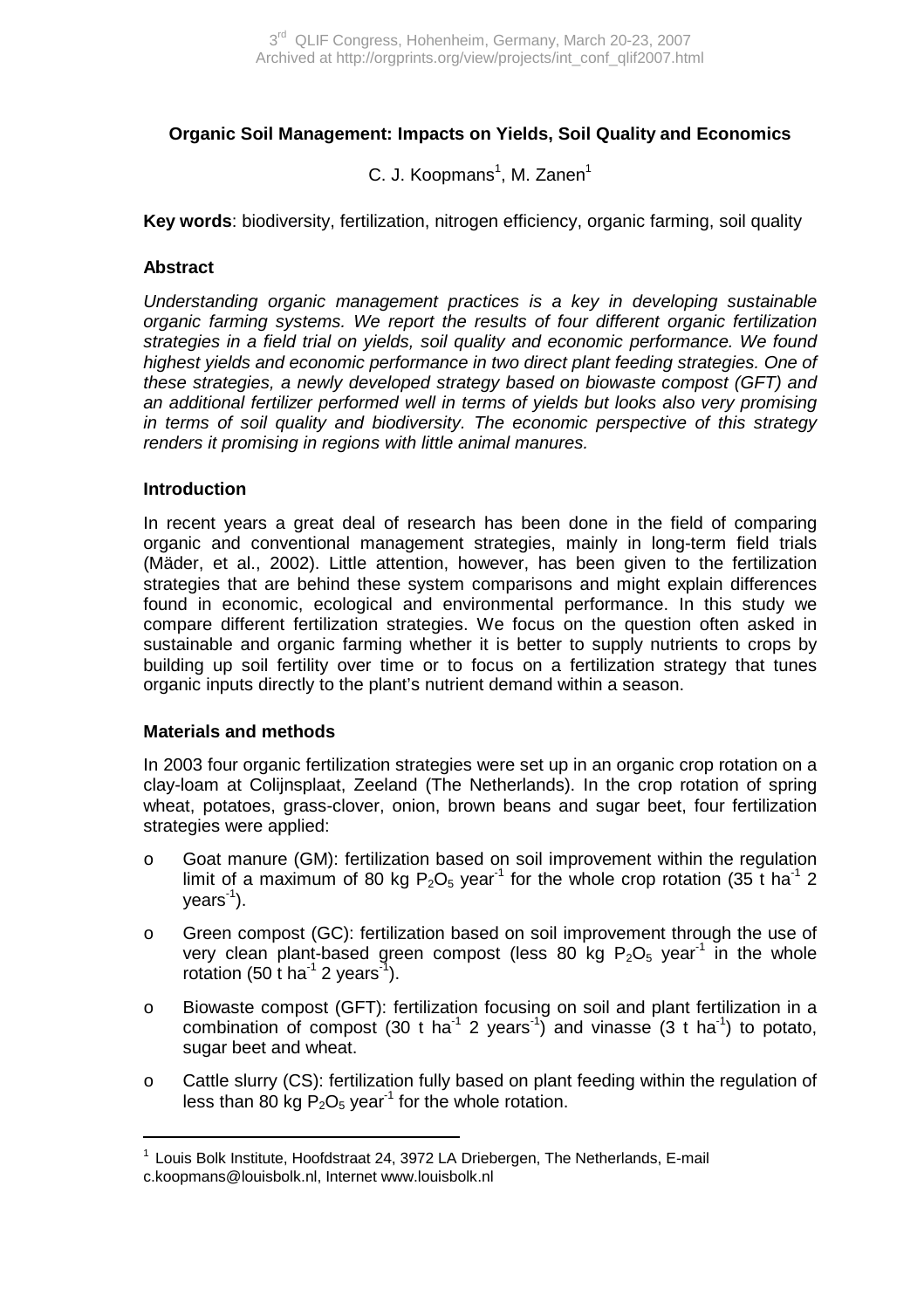**Organic Soil Management: Impacts on Yields, Soil Quality and Economics**

C. J. Koopmans[1], M. Zanen[1]

**Key words**: biodiversity, fertilization, nitrogen efficiency, organic farming, soil quality

## Abstract

*Understanding organic management practices is a key in developing sustainable organic farming systems. We report the results of four different organic fertilization strategies in a field trial on yields, soil quality and economic performance. We found highest yields and economic performance in two direct plant feeding strategies. One of these strategies, a newly developed strategy based on biowaste compost (GFT) and an additional fertilizer performed well in terms of yields but looks also very promising in terms of soil quality and biodiversity. The economic perspective of this strategy renders it promising in regions with little animal manures.*

## Introduction

In recent years a great deal of research has been done in the field of comparing organic and conventional management strategies, mainly in long-term field trials (Mäder, et al., 2002). Little attention, however, has been given to the fertilization strategies that are behind these system comparisons and might explain differences found in economic, ecological and environmental performance. In this study we compare different fertilization strategies. We focus on the question often asked in sustainable and organic farming whether it is better to supply nutrients to crops by building up soil fertility over time or to focus on a fertilization strategy that tunes organic inputs directly to the plant's nutrient demand within a season.

## Materials and methods

In 2003 four organic fertilization strategies were set up in an organic crop rotation on a clay-loam at Colijnsplaat, Zeeland (The Netherlands). In the crop rotation of spring wheat, potatoes, grass-clover, onion, brown beans and sugar beet, four fertilization strategies were applied:

- Goat manure (GM): fertilization based on soil improvement within the regulation limit of a maximum of 80 kg $P_2O_5$ year$^{-1}$ for the whole crop rotation (35 t ha$^{-1}$ 2 years$^{-1}$).
- Green compost (GC): fertilization based on soil improvement through the use of very clean plant-based green compost (less 80 kg $P_2O_5$ year$^{-1}$ in the whole rotation (50 t ha$^{-1}$ 2 years$^{-1}$).
- Biowaste compost (GFT): fertilization focusing on soil and plant fertilization in a combination of compost (30 t ha$^{-1}$ 2 years$^{-1}$) and vinasse (3 t ha$^{-1}$) to potato, sugar beet and wheat.
- Cattle slurry (CS): fertilization fully based on plant feeding within the regulation of less than 80 kg $P_2O_5$ year$^{-1}$ for the whole rotation.

[1] Louis Bolk Institute, Hoofdstraat 24, 3972 LA Driebergen, The Netherlands, E-mail c.koopmans@louisbolk.nl, Internet www.louisbolk.nl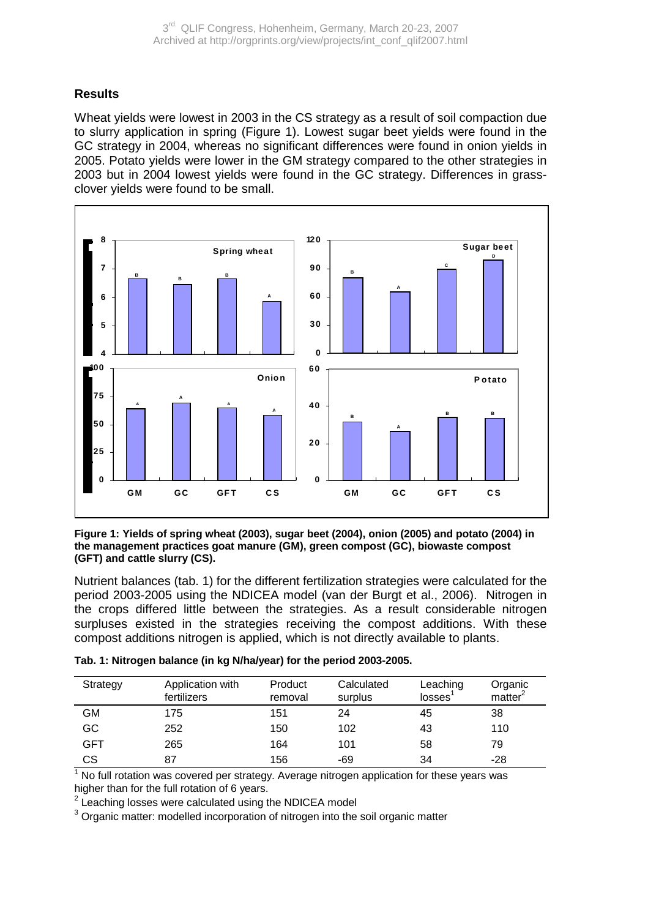## Results

Wheat yields were lowest in 2003 in the CS strategy as a result of soil compaction due to slurry application in spring (Figure 1). Lowest sugar beet yields were found in the GC strategy in 2004, whereas no significant differences were found in onion yields in 2005. Potato yields were lower in the GM strategy compared to the other strategies in 2003 but in 2004 lowest yields were found in the GC strategy. Differences in grass-clover yields were found to be small.

**Figure 1: Yields of spring wheat (2003), sugar beet (2004), onion (2005) and potato (2004) in the management practices goat manure (GM), green compost (GC), biowaste compost (GFT) and cattle slurry (CS).**

Nutrient balances (tab. 1) for the different fertilization strategies were calculated for the period 2003-2005 using the NDICEA model (van der Burgt et al., 2006). Nitrogen in the crops differed little between the strategies. As a result considerable nitrogen surpluses existed in the strategies receiving the compost additions. With these compost additions nitrogen is applied, which is not directly available to plants.

**Tab. 1: Nitrogen balance (in kg N/ha/year) for the period 2003-2005.**

| Strategy | Application with fertilizers | Product removal | Calculated surplus | Leaching losses[1] | Organic matter[2] |
|---|---|---|---|---|---|
| GM | 175 | 151 | 24 | 45 | 38 |
| GC | 252 | 150 | 102 | 43 | 110 |
| GFT | 265 | 164 | 101 | 58 | 79 |
| CS | 87 | 156 | -69 | 34 | -28 |

[1] No full rotation was covered per strategy. Average nitrogen application for these years was higher than for the full rotation of 6 years.

[2] Leaching losses were calculated using the NDICEA model

[3] Organic matter: modelled incorporation of nitrogen into the soil organic matter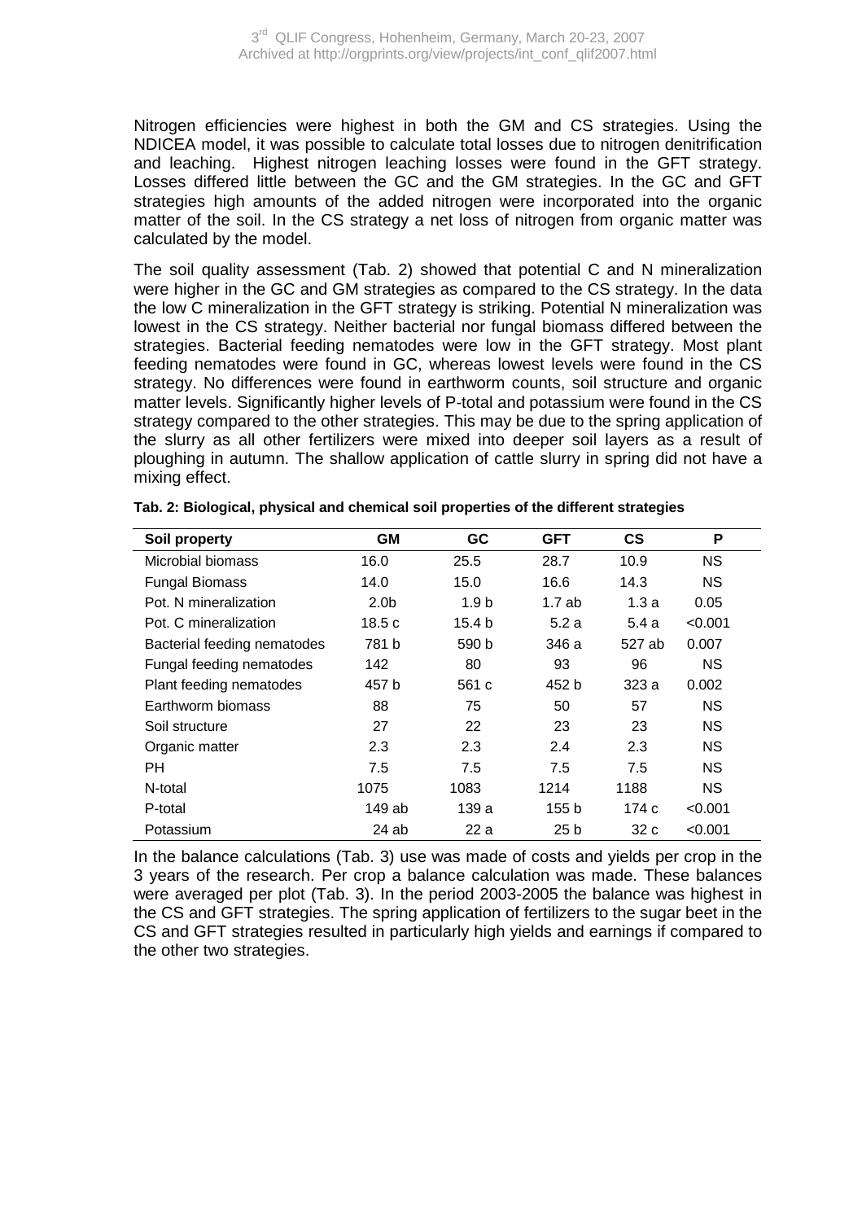Nitrogen efficiencies were highest in both the GM and CS strategies. Using the NDICEA model, it was possible to calculate total losses due to nitrogen denitrification and leaching. Highest nitrogen leaching losses were found in the GFT strategy. Losses differed little between the GC and the GM strategies. In the GC and GFT strategies high amounts of the added nitrogen were incorporated into the organic matter of the soil. In the CS strategy a net loss of nitrogen from organic matter was calculated by the model.

The soil quality assessment (Tab. 2) showed that potential C and N mineralization were higher in the GC and GM strategies as compared to the CS strategy. In the data the low C mineralization in the GFT strategy is striking. Potential N mineralization was lowest in the CS strategy. Neither bacterial nor fungal biomass differed between the strategies. Bacterial feeding nematodes were low in the GFT strategy. Most plant feeding nematodes were found in GC, whereas lowest levels were found in the CS strategy. No differences were found in earthworm counts, soil structure and organic matter levels. Significantly higher levels of P-total and potassium were found in the CS strategy compared to the other strategies. This may be due to the spring application of the slurry as all other fertilizers were mixed into deeper soil layers as a result of ploughing in autumn. The shallow application of cattle slurry in spring did not have a mixing effect.

**Tab. 2: Biological, physical and chemical soil properties of the different strategies**

| Soil property | GM | GC | GFT | CS | P |
|---|---|---|---|---|---|
| Microbial biomass | 16.0 | 25.5 | 28.7 | 10.9 | NS |
| Fungal Biomass | 14.0 | 15.0 | 16.6 | 14.3 | NS |
| Pot. N mineralization | 2.0b | 1.9 b | 1.7 ab | 1.3 a | 0.05 |
| Pot. C mineralization | 18.5 c | 15.4 b | 5.2 a | 5.4 a | <0.001 |
| Bacterial feeding nematodes | 781 b | 590 b | 346 a | 527 ab | 0.007 |
| Fungal feeding nematodes | 142 | 80 | 93 | 96 | NS |
| Plant feeding nematodes | 457 b | 561 c | 452 b | 323 a | 0.002 |
| Earthworm biomass | 88 | 75 | 50 | 57 | NS |
| Soil structure | 27 | 22 | 23 | 23 | NS |
| Organic matter | 2.3 | 2.3 | 2.4 | 2.3 | NS |
| PH | 7.5 | 7.5 | 7.5 | 7.5 | NS |
| N-total | 1075 | 1083 | 1214 | 1188 | NS |
| P-total | 149 ab | 139 a | 155 b | 174 c | <0.001 |
| Potassium | 24 ab | 22 a | 25 b | 32 c | <0.001 |

In the balance calculations (Tab. 3) use was made of costs and yields per crop in the 3 years of the research. Per crop a balance calculation was made. These balances were averaged per plot (Tab. 3). In the period 2003-2005 the balance was highest in the CS and GFT strategies. The spring application of fertilizers to the sugar beet in the CS and GFT strategies resulted in particularly high yields and earnings if compared to the other two strategies.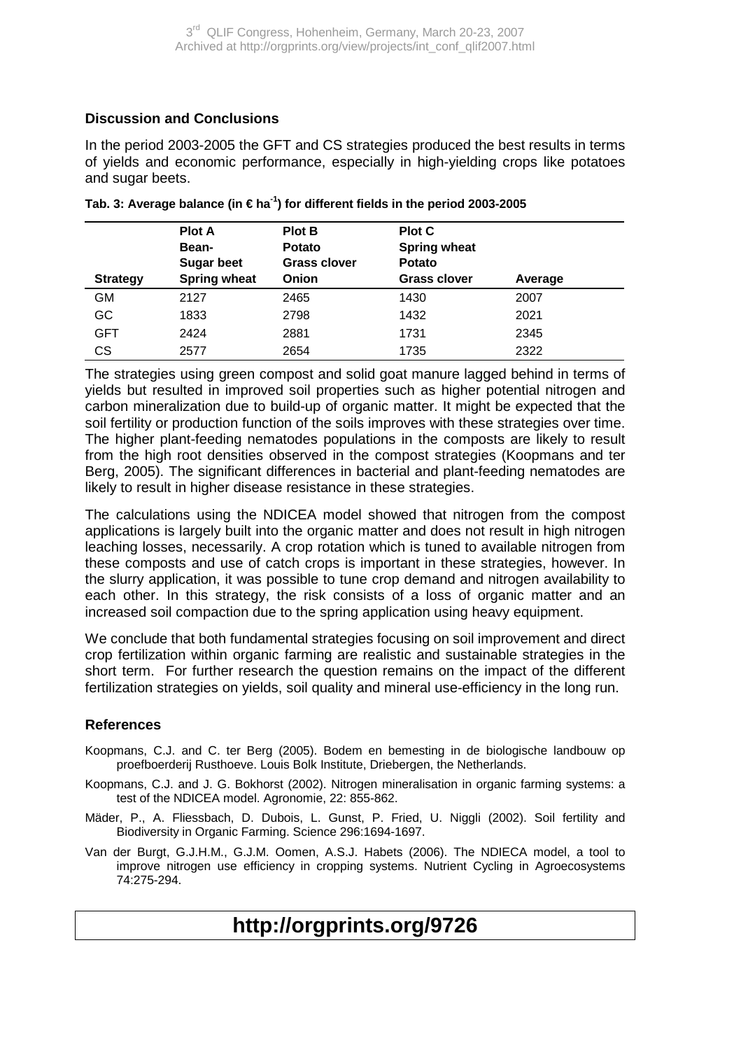## Discussion and Conclusions

In the period 2003-2005 the GFT and CS strategies produced the best results in terms of yields and economic performance, especially in high-yielding crops like potatoes and sugar beets.

**Tab. 3: Average balance (in € ha$^{-1}$) for different fields in the period 2003-2005**

| Strategy | Plot A Bean- Sugar beet Spring wheat | Plot B Potato Grass clover Onion | Plot C Spring wheat Potato Grass clover | Average |
|---|---|---|---|---|
| GM | 2127 | 2465 | 1430 | 2007 |
| GC | 1833 | 2798 | 1432 | 2021 |
| GFT | 2424 | 2881 | 1731 | 2345 |
| CS | 2577 | 2654 | 1735 | 2322 |

The strategies using green compost and solid goat manure lagged behind in terms of yields but resulted in improved soil properties such as higher potential nitrogen and carbon mineralization due to build-up of organic matter. It might be expected that the soil fertility or production function of the soils improves with these strategies over time. The higher plant-feeding nematodes populations in the composts are likely to result from the high root densities observed in the compost strategies (Koopmans and ter Berg, 2005). The significant differences in bacterial and plant-feeding nematodes are likely to result in higher disease resistance in these strategies.

The calculations using the NDICEA model showed that nitrogen from the compost applications is largely built into the organic matter and does not result in high nitrogen leaching losses, necessarily. A crop rotation which is tuned to available nitrogen from these composts and use of catch crops is important in these strategies, however. In the slurry application, it was possible to tune crop demand and nitrogen availability to each other. In this strategy, the risk consists of a loss of organic matter and an increased soil compaction due to the spring application using heavy equipment.

We conclude that both fundamental strategies focusing on soil improvement and direct crop fertilization within organic farming are realistic and sustainable strategies in the short term. For further research the question remains on the impact of the different fertilization strategies on yields, soil quality and mineral use-efficiency in the long run.

## References

Koopmans, C.J. and C. ter Berg (2005). Bodem en bemesting in de biologische landbouw op proefboerderij Rusthoeve. Louis Bolk Institute, Driebergen, the Netherlands.

Koopmans, C.J. and J. G. Bokhorst (2002). Nitrogen mineralisation in organic farming systems: a test of the NDICEA model. Agronomie, 22: 855-862.

Mäder, P., A. Fliessbach, D. Dubois, L. Gunst, P. Fried, U. Niggli (2002). Soil fertility and Biodiversity in Organic Farming. Science 296:1694-1697.

Van der Burgt, G.J.H.M., G.J.M. Oomen, A.S.J. Habets (2006). The NDIECA model, a tool to improve nitrogen use efficiency in cropping systems. Nutrient Cycling in Agroecosystems 74:275-294.

**http://orgprints.org/9726**